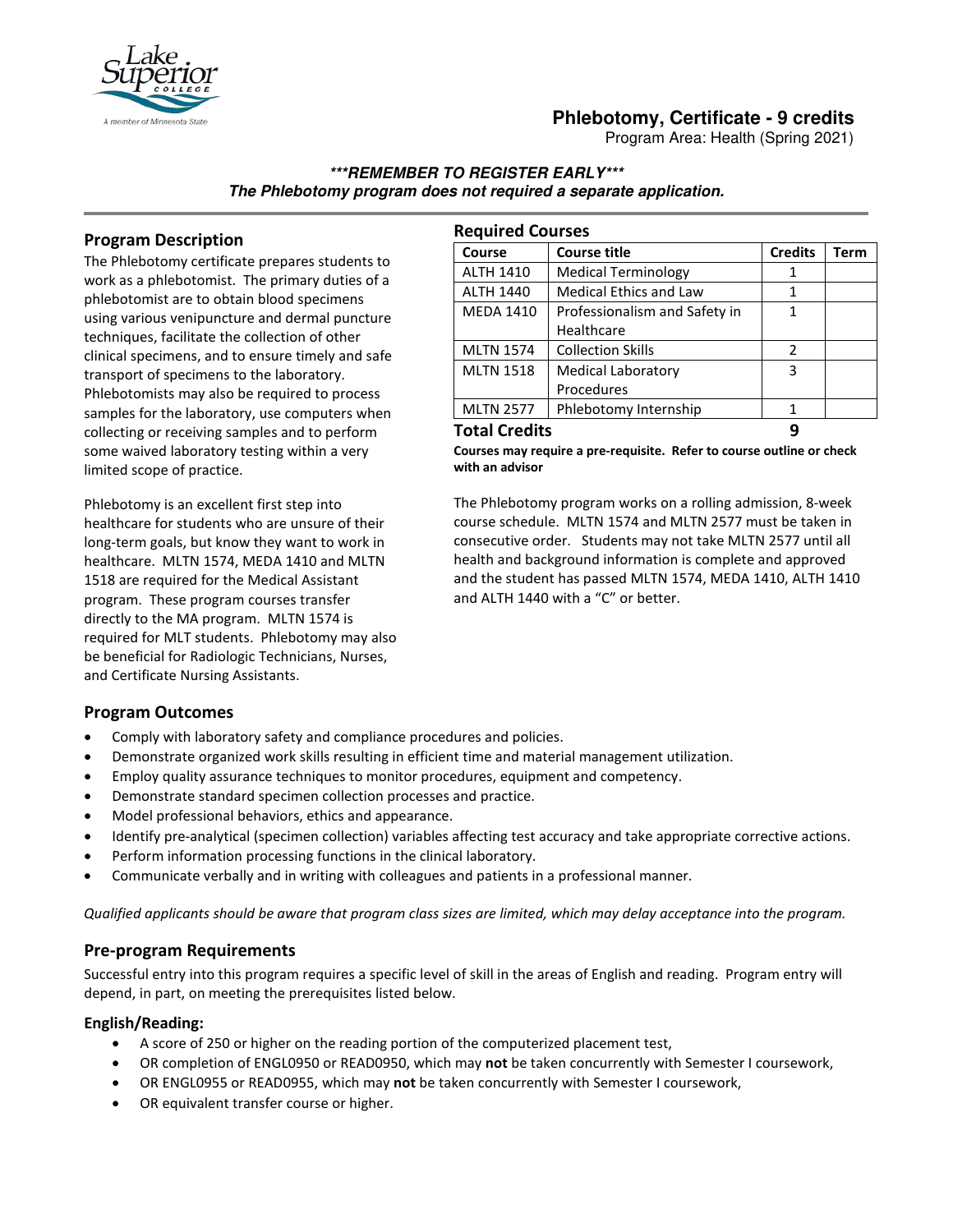# Phlebotomy, Certificate - 9 credits

Program Area: Health (Spring 2021)

***\*\*\*REMEMBER TO REGISTER EARLY\*\*\****

***The Phlebotomy program does not required a separate application.***

## Program Description

The Phlebotomy certificate prepares students to work as a phlebotomist. The primary duties of a phlebotomist are to obtain blood specimens using various venipuncture and dermal puncture techniques, facilitate the collection of other clinical specimens, and to ensure timely and safe transport of specimens to the laboratory. Phlebotomists may also be required to process samples for the laboratory, use computers when collecting or receiving samples and to perform some waived laboratory testing within a very limited scope of practice.

Phlebotomy is an excellent first step into healthcare for students who are unsure of their long-term goals, but know they want to work in healthcare. MLTN 1574, MEDA 1410 and MLTN 1518 are required for the Medical Assistant program. These program courses transfer directly to the MA program. MLTN 1574 is required for MLT students. Phlebotomy may also be beneficial for Radiologic Technicians, Nurses, and Certificate Nursing Assistants.

## Required Courses

| Course | Course title | Credits | Term |
|---|---|---|---|
| ALTH 1410 | Medical Terminology | 1 | |
| ALTH 1440 | Medical Ethics and Law | 1 | |
| MEDA 1410 | Professionalism and Safety in Healthcare | 1 | |
| MLTN 1574 | Collection Skills | 2 | |
| MLTN 1518 | Medical Laboratory Procedures | 3 | |
| MLTN 2577 | Phlebotomy Internship | 1 | |
| **Total Credits** | | **9** | |

**Courses may require a pre-requisite. Refer to course outline or check with an advisor**

The Phlebotomy program works on a rolling admission, 8-week course schedule. MLTN 1574 and MLTN 2577 must be taken in consecutive order. Students may not take MLTN 2577 until all health and background information is complete and approved and the student has passed MLTN 1574, MEDA 1410, ALTH 1410 and ALTH 1440 with a "C" or better.

## Program Outcomes

- Comply with laboratory safety and compliance procedures and policies.
- Demonstrate organized work skills resulting in efficient time and material management utilization.
- Employ quality assurance techniques to monitor procedures, equipment and competency.
- Demonstrate standard specimen collection processes and practice.
- Model professional behaviors, ethics and appearance.
- Identify pre-analytical (specimen collection) variables affecting test accuracy and take appropriate corrective actions.
- Perform information processing functions in the clinical laboratory.
- Communicate verbally and in writing with colleagues and patients in a professional manner.

*Qualified applicants should be aware that program class sizes are limited, which may delay acceptance into the program.*

## Pre-program Requirements

Successful entry into this program requires a specific level of skill in the areas of English and reading. Program entry will depend, in part, on meeting the prerequisites listed below.

### English/Reading:

- A score of 250 or higher on the reading portion of the computerized placement test,
- OR completion of ENGL0950 or READ0950, which may **not** be taken concurrently with Semester I coursework,
- OR ENGL0955 or READ0955, which may **not** be taken concurrently with Semester I coursework,
- OR equivalent transfer course or higher.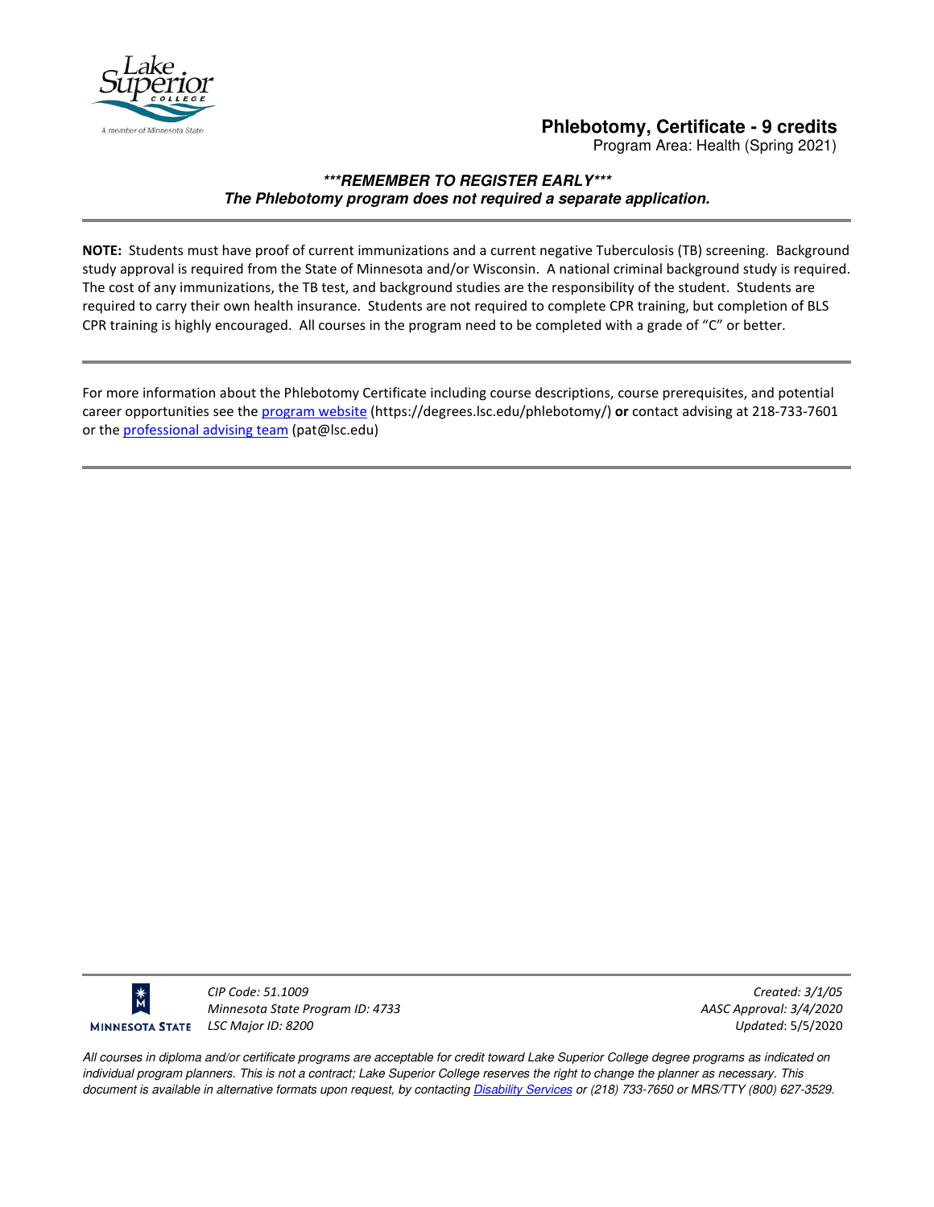# Phlebotomy, Certificate - 9 credits

Program Area: Health (Spring 2021)

***\*\*\*REMEMBER TO REGISTER EARLY\*\*\****
***The Phlebotomy program does not required a separate application.***

---

**NOTE:** Students must have proof of current immunizations and a current negative Tuberculosis (TB) screening. Background study approval is required from the State of Minnesota and/or Wisconsin. A national criminal background study is required. The cost of any immunizations, the TB test, and background studies are the responsibility of the student. Students are required to carry their own health insurance. Students are not required to complete CPR training, but completion of BLS CPR training is highly encouraged. All courses in the program need to be completed with a grade of "C" or better.

---

For more information about the Phlebotomy Certificate including course descriptions, course prerequisites, and potential career opportunities see the program website (https://degrees.lsc.edu/phlebotomy/) **or** contact advising at 218-733-7601 or the professional advising team (pat@lsc.edu)

---

*CIP Code: 51.1009*
*Minnesota State Program ID: 4733*
*LSC Major ID: 8200*

*Created: 3/1/05*
*AASC Approval: 3/4/2020*
*Updated: 5/5/2020*

*All courses in diploma and/or certificate programs are acceptable for credit toward Lake Superior College degree programs as indicated on individual program planners. This is not a contract; Lake Superior College reserves the right to change the planner as necessary. This document is available in alternative formats upon request, by contacting Disability Services or (218) 733-7650 or MRS/TTY (800) 627-3529.*